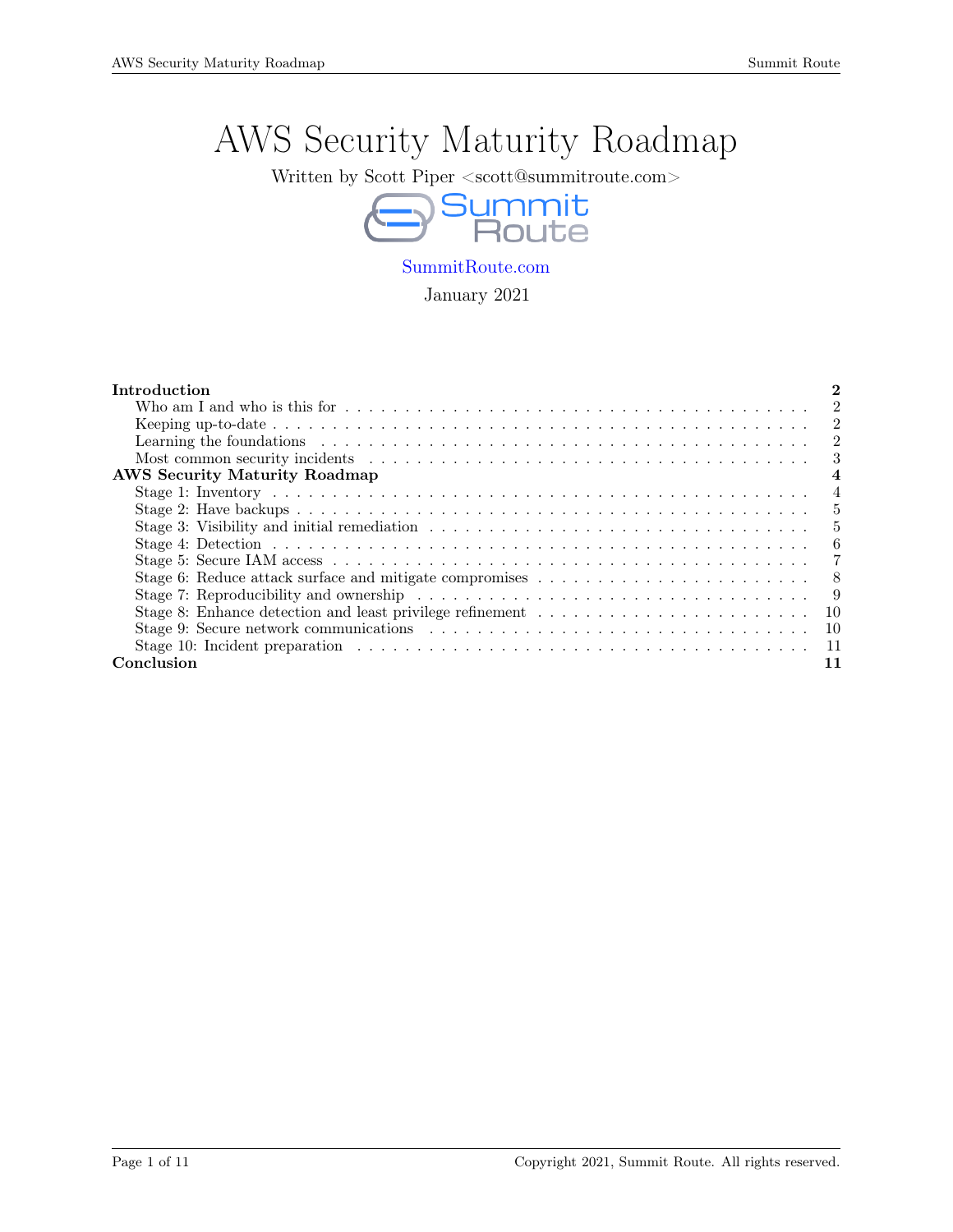# AWS Security Maturity Roadmap

Written by Scott Piper <scott@summitroute.com>

SummitRoute.com

January 2021

**Introduction** — 2
- Who am I and who is this for — 2
- Keeping up-to-date — 2
- Learning the foundations — 2
- Most common security incidents — 3

**AWS Security Maturity Roadmap** — 4
- Stage 1: Inventory — 4
- Stage 2: Have backups — 5
- Stage 3: Visibility and initial remediation — 5
- Stage 4: Detection — 6
- Stage 5: Secure IAM access — 7
- Stage 6: Reduce attack surface and mitigate compromises — 8
- Stage 7: Reproducibility and ownership — 9
- Stage 8: Enhance detection and least privilege refinement — 10
- Stage 9: Secure network communications — 10
- Stage 10: Incident preparation — 11

**Conclusion** — 11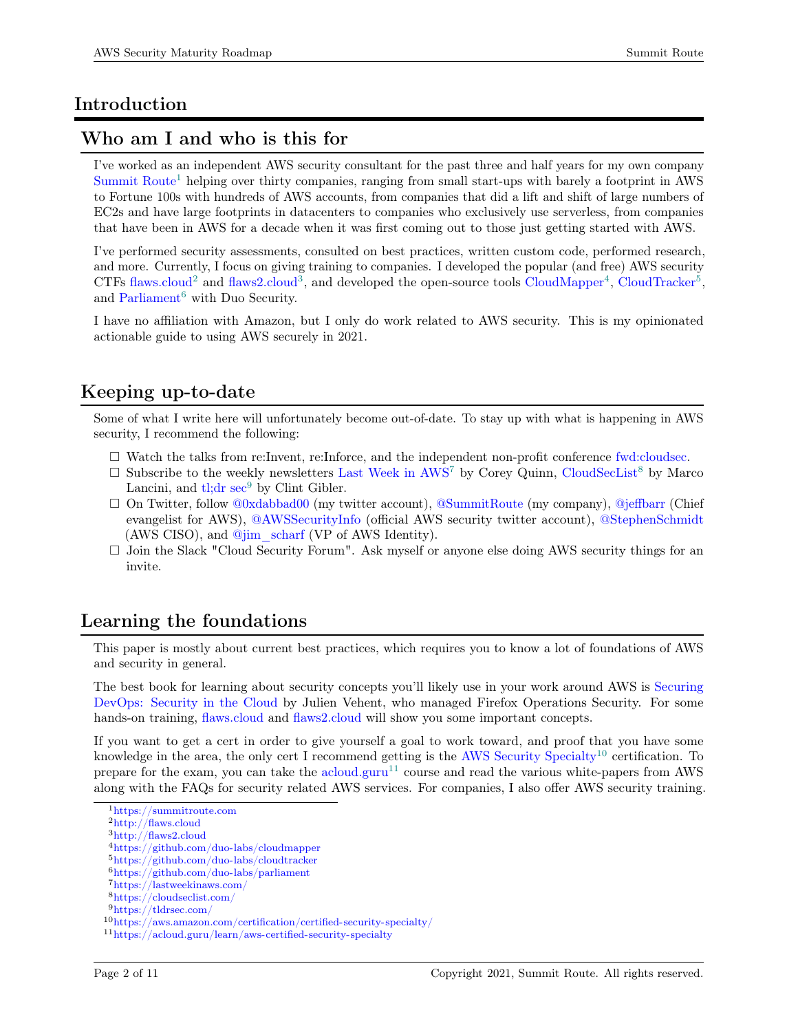# Introduction

## Who am I and who is this for

I've worked as an independent AWS security consultant for the past three and half years for my own company Summit Route[1] helping over thirty companies, ranging from small start-ups with barely a footprint in AWS to Fortune 100s with hundreds of AWS accounts, from companies that did a lift and shift of large numbers of EC2s and have large footprints in datacenters to companies who exclusively use serverless, from companies that have been in AWS for a decade when it was first coming out to those just getting started with AWS.

I've performed security assessments, consulted on best practices, written custom code, performed research, and more. Currently, I focus on giving training to companies. I developed the popular (and free) AWS security CTFs flaws.cloud[2] and flaws2.cloud[3], and developed the open-source tools CloudMapper[4], CloudTracker[5], and Parliament[6] with Duo Security.

I have no affiliation with Amazon, but I only do work related to AWS security. This is my opinionated actionable guide to using AWS securely in 2021.

## Keeping up-to-date

Some of what I write here will unfortunately become out-of-date. To stay up with what is happening in AWS security, I recommend the following:

- ☐ Watch the talks from re:Invent, re:Inforce, and the independent non-profit conference fwd:cloudsec.
- ☐ Subscribe to the weekly newsletters Last Week in AWS[7] by Corey Quinn, CloudSecList[8] by Marco Lancini, and tl;dr sec[9] by Clint Gibler.
- ☐ On Twitter, follow @0xdabbad00 (my twitter account), @SummitRoute (my company), @jeffbarr (Chief evangelist for AWS), @AWSSecurityInfo (official AWS security twitter account), @StephenSchmidt (AWS CISO), and @jim_scharf (VP of AWS Identity).
- ☐ Join the Slack "Cloud Security Forum". Ask myself or anyone else doing AWS security things for an invite.

## Learning the foundations

This paper is mostly about current best practices, which requires you to know a lot of foundations of AWS and security in general.

The best book for learning about security concepts you'll likely use in your work around AWS is Securing DevOps: Security in the Cloud by Julien Vehent, who managed Firefox Operations Security. For some hands-on training, flaws.cloud and flaws2.cloud will show you some important concepts.

If you want to get a cert in order to give yourself a goal to work toward, and proof that you have some knowledge in the area, the only cert I recommend getting is the AWS Security Specialty[10] certification. To prepare for the exam, you can take the acloud.guru[11] course and read the various white-papers from AWS along with the FAQs for security related AWS services. For companies, I also offer AWS security training.

---

[1] https://summitroute.com
[2] http://flaws.cloud
[3] http://flaws2.cloud
[4] https://github.com/duo-labs/cloudmapper
[5] https://github.com/duo-labs/cloudtracker
[6] https://github.com/duo-labs/parliament
[7] https://lastweekinaws.com/
[8] https://cloudseclist.com/
[9] https://tldrsec.com/
[10] https://aws.amazon.com/certification/certified-security-specialty/
[11] https://acloud.guru/learn/aws-certified-security-specialty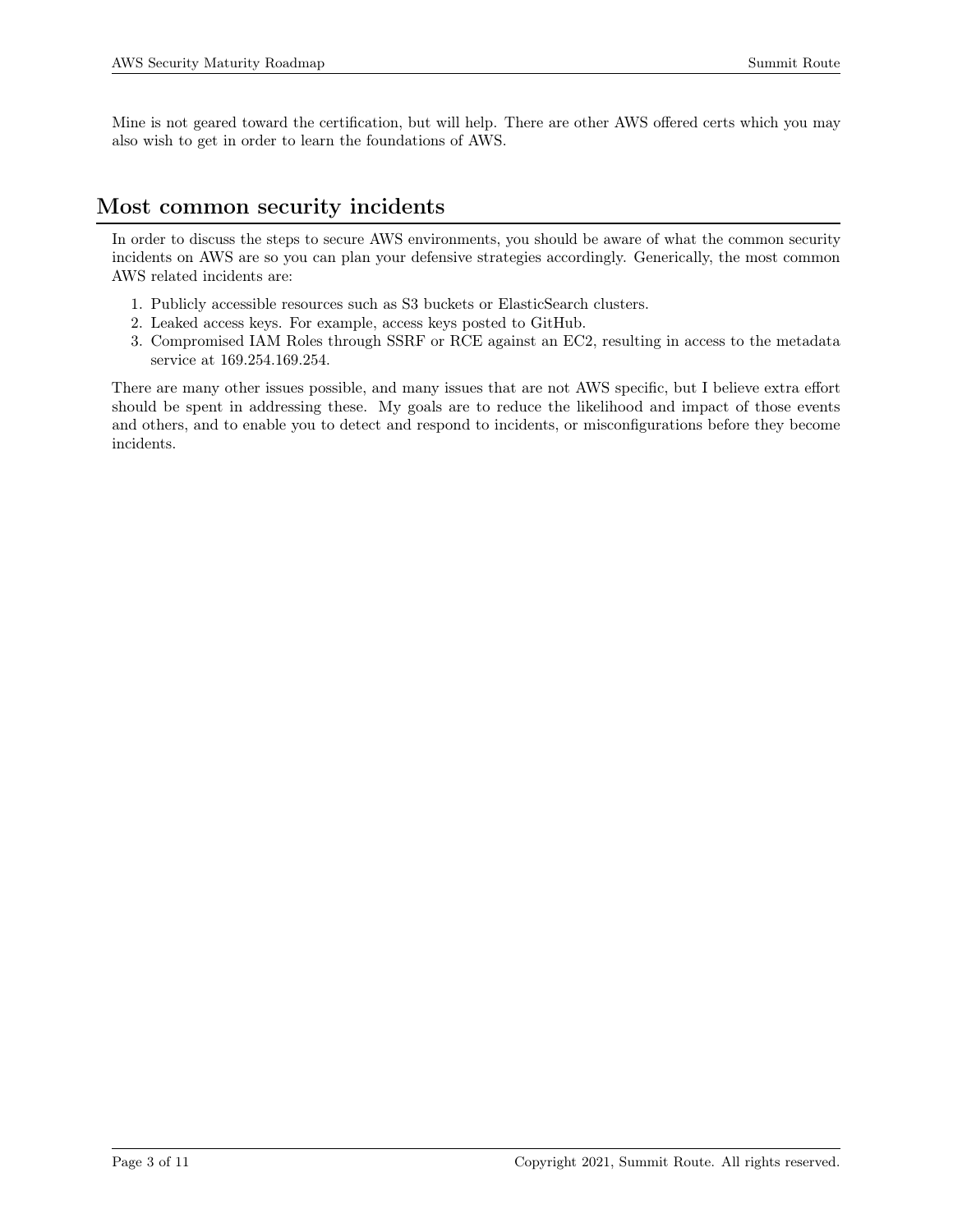Mine is not geared toward the certification, but will help. There are other AWS offered certs which you may also wish to get in order to learn the foundations of AWS.

## Most common security incidents

In order to discuss the steps to secure AWS environments, you should be aware of what the common security incidents on AWS are so you can plan your defensive strategies accordingly. Generically, the most common AWS related incidents are:

1. Publicly accessible resources such as S3 buckets or ElasticSearch clusters.
2. Leaked access keys. For example, access keys posted to GitHub.
3. Compromised IAM Roles through SSRF or RCE against an EC2, resulting in access to the metadata service at 169.254.169.254.

There are many other issues possible, and many issues that are not AWS specific, but I believe extra effort should be spent in addressing these. My goals are to reduce the likelihood and impact of those events and others, and to enable you to detect and respond to incidents, or misconfigurations before they become incidents.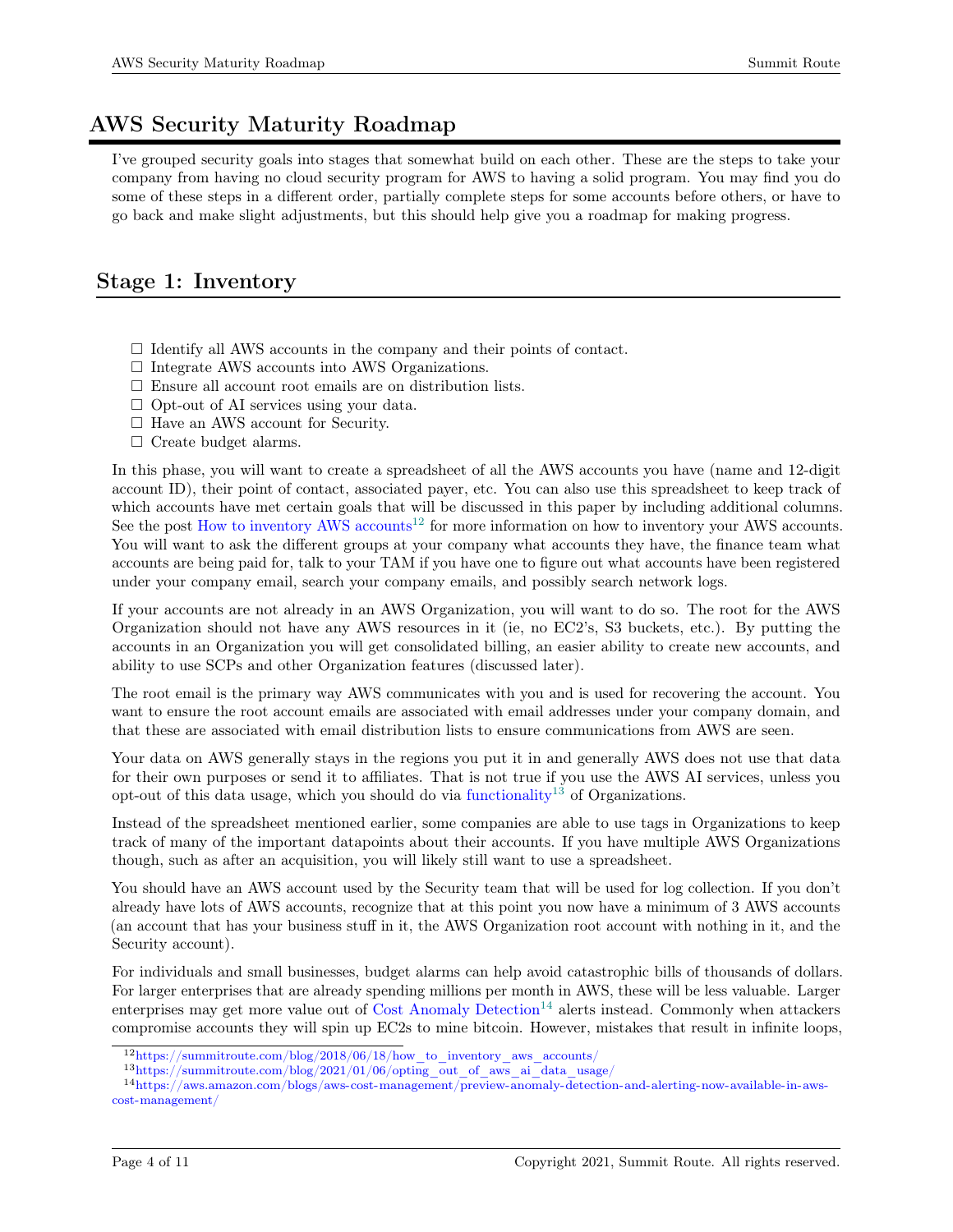# AWS Security Maturity Roadmap

I've grouped security goals into stages that somewhat build on each other. These are the steps to take your company from having no cloud security program for AWS to having a solid program. You may find you do some of these steps in a different order, partially complete steps for some accounts before others, or have to go back and make slight adjustments, but this should help give you a roadmap for making progress.

## Stage 1: Inventory

- ☐ Identify all AWS accounts in the company and their points of contact.
- ☐ Integrate AWS accounts into AWS Organizations.
- ☐ Ensure all account root emails are on distribution lists.
- ☐ Opt-out of AI services using your data.
- ☐ Have an AWS account for Security.
- ☐ Create budget alarms.

In this phase, you will want to create a spreadsheet of all the AWS accounts you have (name and 12-digit account ID), their point of contact, associated payer, etc. You can also use this spreadsheet to keep track of which accounts have met certain goals that will be discussed in this paper by including additional columns. See the post How to inventory AWS accounts[12] for more information on how to inventory your AWS accounts. You will want to ask the different groups at your company what accounts they have, the finance team what accounts are being paid for, talk to your TAM if you have one to figure out what accounts have been registered under your company email, search your company emails, and possibly search network logs.

If your accounts are not already in an AWS Organization, you will want to do so. The root for the AWS Organization should not have any AWS resources in it (ie, no EC2's, S3 buckets, etc.). By putting the accounts in an Organization you will get consolidated billing, an easier ability to create new accounts, and ability to use SCPs and other Organization features (discussed later).

The root email is the primary way AWS communicates with you and is used for recovering the account. You want to ensure the root account emails are associated with email addresses under your company domain, and that these are associated with email distribution lists to ensure communications from AWS are seen.

Your data on AWS generally stays in the regions you put it in and generally AWS does not use that data for their own purposes or send it to affiliates. That is not true if you use the AWS AI services, unless you opt-out of this data usage, which you should do via functionality[13] of Organizations.

Instead of the spreadsheet mentioned earlier, some companies are able to use tags in Organizations to keep track of many of the important datapoints about their accounts. If you have multiple AWS Organizations though, such as after an acquisition, you will likely still want to use a spreadsheet.

You should have an AWS account used by the Security team that will be used for log collection. If you don't already have lots of AWS accounts, recognize that at this point you now have a minimum of 3 AWS accounts (an account that has your business stuff in it, the AWS Organization root account with nothing in it, and the Security account).

For individuals and small businesses, budget alarms can help avoid catastrophic bills of thousands of dollars. For larger enterprises that are already spending millions per month in AWS, these will be less valuable. Larger enterprises may get more value out of Cost Anomaly Detection[14] alerts instead. Commonly when attackers compromise accounts they will spin up EC2s to mine bitcoin. However, mistakes that result in infinite loops,

[12] https://summitroute.com/blog/2018/06/18/how_to_inventory_aws_accounts/

[13] https://summitroute.com/blog/2021/01/06/opting_out_of_aws_ai_data_usage/

[14] https://aws.amazon.com/blogs/aws-cost-management/preview-anomaly-detection-and-alerting-now-available-in-aws-cost-management/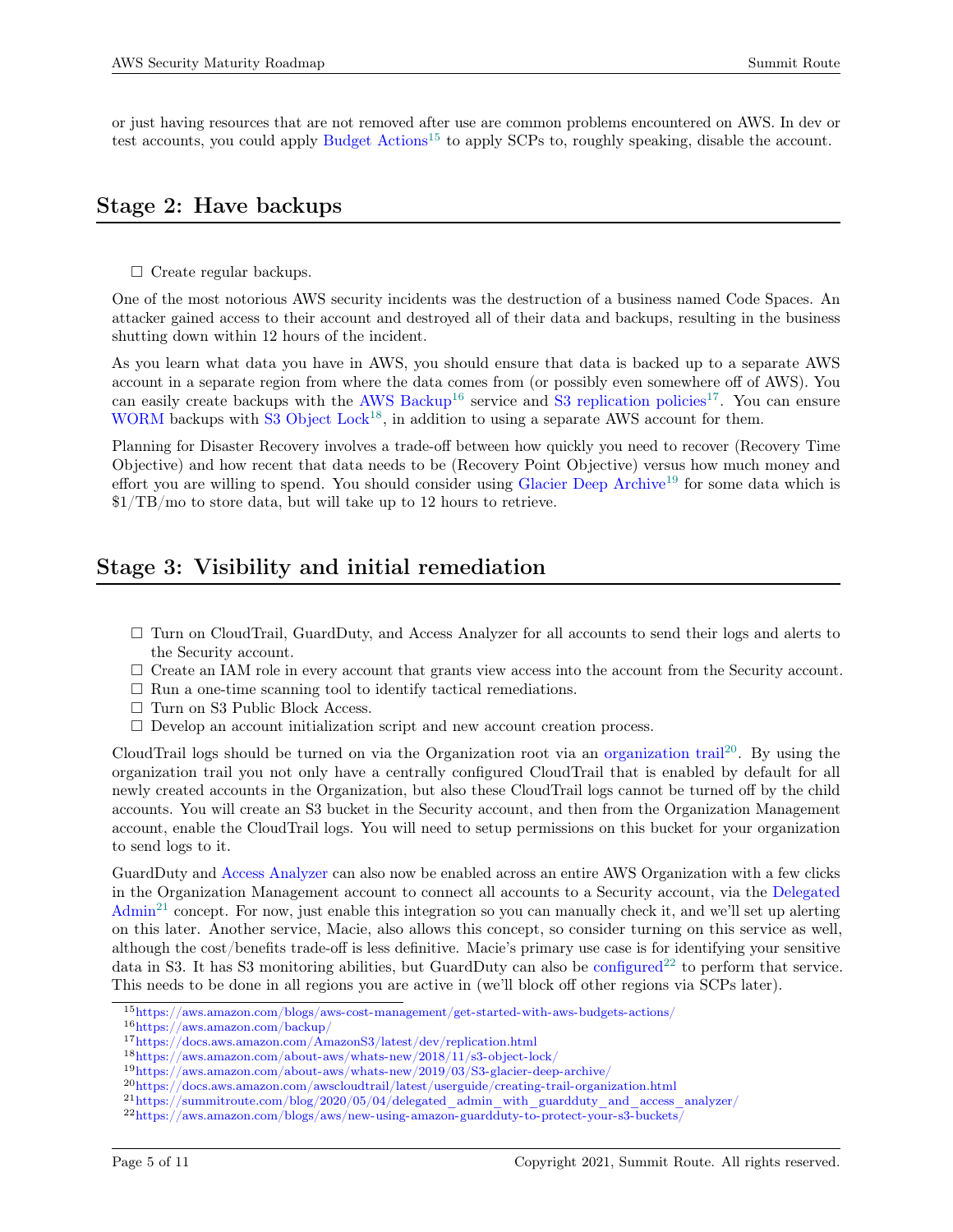or just having resources that are not removed after use are common problems encountered on AWS. In dev or test accounts, you could apply Budget Actions[15] to apply SCPs to, roughly speaking, disable the account.

## Stage 2: Have backups

- ☐ Create regular backups.

One of the most notorious AWS security incidents was the destruction of a business named Code Spaces. An attacker gained access to their account and destroyed all of their data and backups, resulting in the business shutting down within 12 hours of the incident.

As you learn what data you have in AWS, you should ensure that data is backed up to a separate AWS account in a separate region from where the data comes from (or possibly even somewhere off of AWS). You can easily create backups with the AWS Backup[16] service and S3 replication policies[17]. You can ensure WORM backups with S3 Object Lock[18], in addition to using a separate AWS account for them.

Planning for Disaster Recovery involves a trade-off between how quickly you need to recover (Recovery Time Objective) and how recent that data needs to be (Recovery Point Objective) versus how much money and effort you are willing to spend. You should consider using Glacier Deep Archive[19] for some data which is $1/TB/mo to store data, but will take up to 12 hours to retrieve.

## Stage 3: Visibility and initial remediation

- ☐ Turn on CloudTrail, GuardDuty, and Access Analyzer for all accounts to send their logs and alerts to the Security account.
- ☐ Create an IAM role in every account that grants view access into the account from the Security account.
- ☐ Run a one-time scanning tool to identify tactical remediations.
- ☐ Turn on S3 Public Block Access.
- ☐ Develop an account initialization script and new account creation process.

CloudTrail logs should be turned on via the Organization root via an organization trail[20]. By using the organization trail you not only have a centrally configured CloudTrail that is enabled by default for all newly created accounts in the Organization, but also these CloudTrail logs cannot be turned off by the child accounts. You will create an S3 bucket in the Security account, and then from the Organization Management account, enable the CloudTrail logs. You will need to setup permissions on this bucket for your organization to send logs to it.

GuardDuty and Access Analyzer can also now be enabled across an entire AWS Organization with a few clicks in the Organization Management account to connect all accounts to a Security account, via the Delegated Admin[21] concept. For now, just enable this integration so you can manually check it, and we'll set up alerting on this later. Another service, Macie, also allows this concept, so consider turning on this service as well, although the cost/benefits trade-off is less definitive. Macie's primary use case is for identifying your sensitive data in S3. It has S3 monitoring abilities, but GuardDuty can also be configured[22] to perform that service. This needs to be done in all regions you are active in (we'll block off other regions via SCPs later).

[15] https://aws.amazon.com/blogs/aws-cost-management/get-started-with-aws-budgets-actions/
[16] https://aws.amazon.com/backup/
[17] https://docs.aws.amazon.com/AmazonS3/latest/dev/replication.html
[18] https://aws.amazon.com/about-aws/whats-new/2018/11/s3-object-lock/
[19] https://aws.amazon.com/about-aws/whats-new/2019/03/S3-glacier-deep-archive/
[20] https://docs.aws.amazon.com/awscloudtrail/latest/userguide/creating-trail-organization.html
[21] https://summitroute.com/blog/2020/05/04/delegated_admin_with_guardduty_and_access_analyzer/
[22] https://aws.amazon.com/blogs/aws/new-using-amazon-guardduty-to-protect-your-s3-buckets/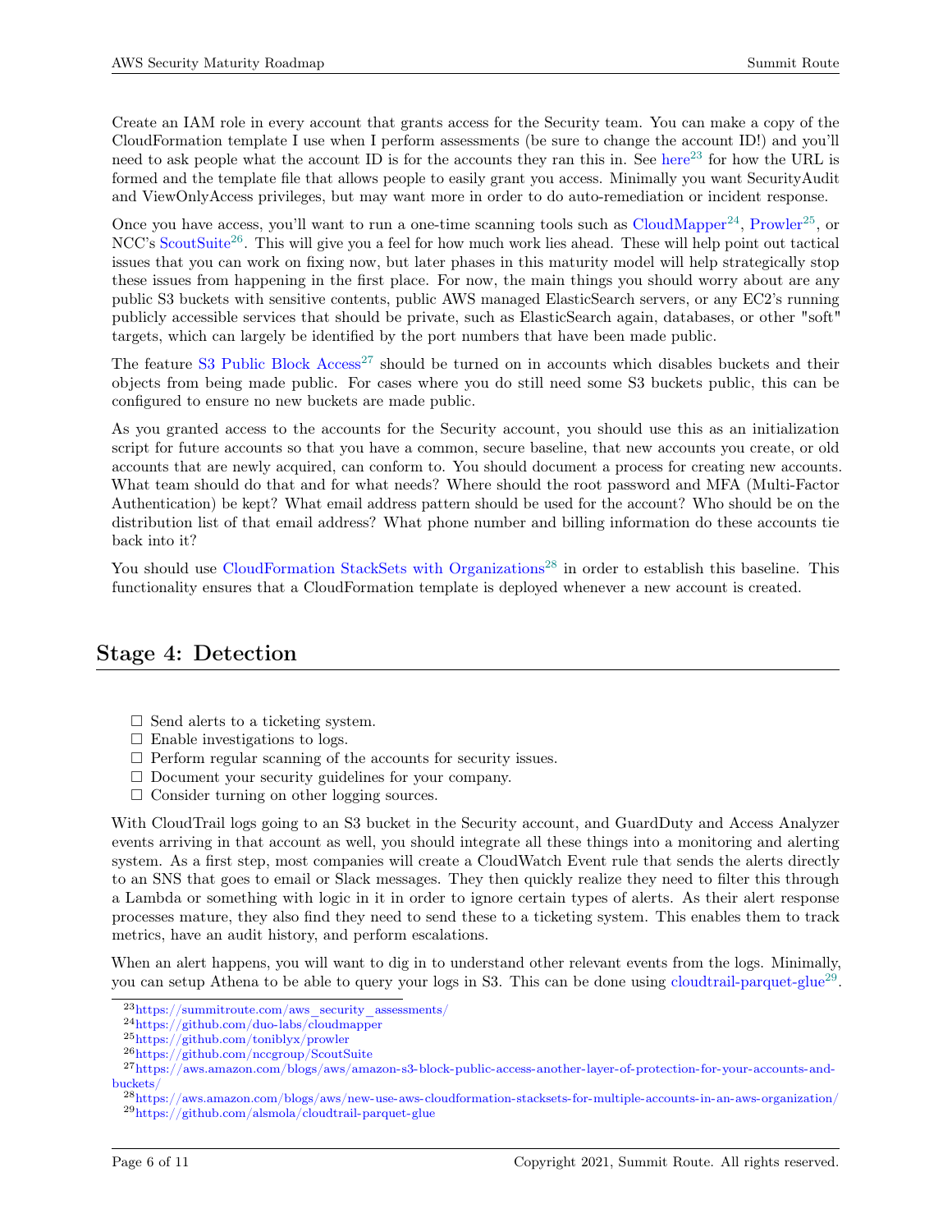Create an IAM role in every account that grants access for the Security team. You can make a copy of the CloudFormation template I use when I perform assessments (be sure to change the account ID!) and you'll need to ask people what the account ID is for the accounts they ran this in. See here[23] for how the URL is formed and the template file that allows people to easily grant you access. Minimally you want SecurityAudit and ViewOnlyAccess privileges, but may want more in order to do auto-remediation or incident response.

Once you have access, you'll want to run a one-time scanning tools such as CloudMapper[24], Prowler[25], or NCC's ScoutSuite[26]. This will give you a feel for how much work lies ahead. These will help point out tactical issues that you can work on fixing now, but later phases in this maturity model will help strategically stop these issues from happening in the first place. For now, the main things you should worry about are any public S3 buckets with sensitive contents, public AWS managed ElasticSearch servers, or any EC2's running publicly accessible services that should be private, such as ElasticSearch again, databases, or other "soft" targets, which can largely be identified by the port numbers that have been made public.

The feature S3 Public Block Access[27] should be turned on in accounts which disables buckets and their objects from being made public. For cases where you do still need some S3 buckets public, this can be configured to ensure no new buckets are made public.

As you granted access to the accounts for the Security account, you should use this as an initialization script for future accounts so that you have a common, secure baseline, that new accounts you create, or old accounts that are newly acquired, can conform to. You should document a process for creating new accounts. What team should do that and for what needs? Where should the root password and MFA (Multi-Factor Authentication) be kept? What email address pattern should be used for the account? Who should be on the distribution list of that email address? What phone number and billing information do these accounts tie back into it?

You should use CloudFormation StackSets with Organizations[28] in order to establish this baseline. This functionality ensures that a CloudFormation template is deployed whenever a new account is created.

## Stage 4: Detection

- ☐ Send alerts to a ticketing system.
- ☐ Enable investigations to logs.
- ☐ Perform regular scanning of the accounts for security issues.
- ☐ Document your security guidelines for your company.
- ☐ Consider turning on other logging sources.

With CloudTrail logs going to an S3 bucket in the Security account, and GuardDuty and Access Analyzer events arriving in that account as well, you should integrate all these things into a monitoring and alerting system. As a first step, most companies will create a CloudWatch Event rule that sends the alerts directly to an SNS that goes to email or Slack messages. They then quickly realize they need to filter this through a Lambda or something with logic in it in order to ignore certain types of alerts. As their alert response processes mature, they also find they need to send these to a ticketing system. This enables them to track metrics, have an audit history, and perform escalations.

When an alert happens, you will want to dig in to understand other relevant events from the logs. Minimally, you can setup Athena to be able to query your logs in S3. This can be done using cloudtrail-parquet-glue[29].

[23] https://summitroute.com/aws_security_assessments/
[24] https://github.com/duo-labs/cloudmapper
[25] https://github.com/toniblyx/prowler
[26] https://github.com/nccgroup/ScoutSuite
[27] https://aws.amazon.com/blogs/aws/amazon-s3-block-public-access-another-layer-of-protection-for-your-accounts-and-buckets/
[28] https://aws.amazon.com/blogs/aws/new-use-aws-cloudformation-stacksets-for-multiple-accounts-in-an-aws-organization/
[29] https://github.com/alsmola/cloudtrail-parquet-glue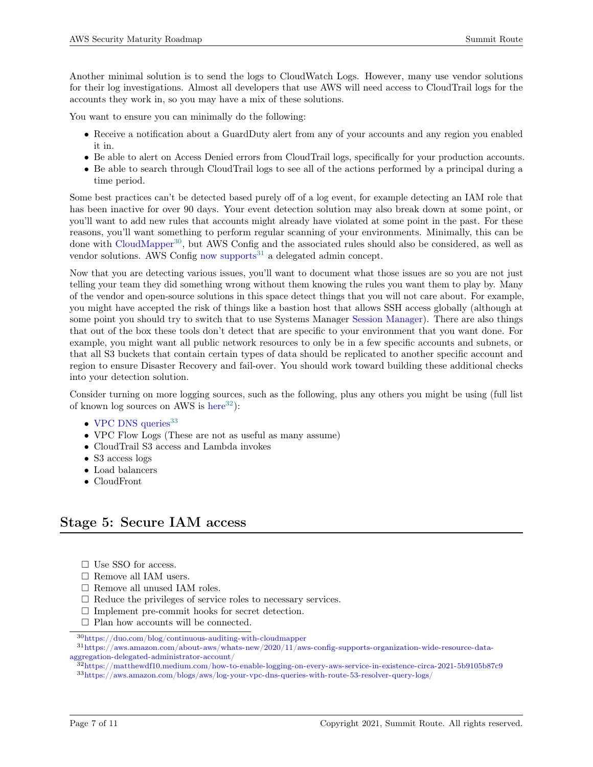Another minimal solution is to send the logs to CloudWatch Logs. However, many use vendor solutions for their log investigations. Almost all developers that use AWS will need access to CloudTrail logs for the accounts they work in, so you may have a mix of these solutions.

You want to ensure you can minimally do the following:

- Receive a notification about a GuardDuty alert from any of your accounts and any region you enabled it in.
- Be able to alert on Access Denied errors from CloudTrail logs, specifically for your production accounts.
- Be able to search through CloudTrail logs to see all of the actions performed by a principal during a time period.

Some best practices can't be detected based purely off of a log event, for example detecting an IAM role that has been inactive for over 90 days. Your event detection solution may also break down at some point, or you'll want to add new rules that accounts might already have violated at some point in the past. For these reasons, you'll want something to perform regular scanning of your environments. Minimally, this can be done with CloudMapper[30], but AWS Config and the associated rules should also be considered, as well as vendor solutions. AWS Config now supports[31] a delegated admin concept.

Now that you are detecting various issues, you'll want to document what those issues are so you are not just telling your team they did something wrong without them knowing the rules you want them to play by. Many of the vendor and open-source solutions in this space detect things that you will not care about. For example, you might have accepted the risk of things like a bastion host that allows SSH access globally (although at some point you should try to switch that to use Systems Manager Session Manager). There are also things that out of the box these tools don't detect that are specific to your environment that you want done. For example, you might want all public network resources to only be in a few specific accounts and subnets, or that all S3 buckets that contain certain types of data should be replicated to another specific account and region to ensure Disaster Recovery and fail-over. You should work toward building these additional checks into your detection solution.

Consider turning on more logging sources, such as the following, plus any others you might be using (full list of known log sources on AWS is here[32]):

- VPC DNS queries[33]
- VPC Flow Logs (These are not as useful as many assume)
- CloudTrail S3 access and Lambda invokes
- S3 access logs
- Load balancers
- CloudFront

## Stage 5: Secure IAM access

- ☐ Use SSO for access.
- ☐ Remove all IAM users.
- ☐ Remove all unused IAM roles.
- ☐ Reduce the privileges of service roles to necessary services.
- ☐ Implement pre-commit hooks for secret detection.
- ☐ Plan how accounts will be connected.

[30] https://duo.com/blog/continuous-auditing-with-cloudmapper

[31] https://aws.amazon.com/about-aws/whats-new/2020/11/aws-config-supports-organization-wide-resource-data-aggregation-delegated-administrator-account/

[32] https://matthewdf10.medium.com/how-to-enable-logging-on-every-aws-service-in-existence-circa-2021-5b9105b87c9

[33] https://aws.amazon.com/blogs/aws/log-your-vpc-dns-queries-with-route-53-resolver-query-logs/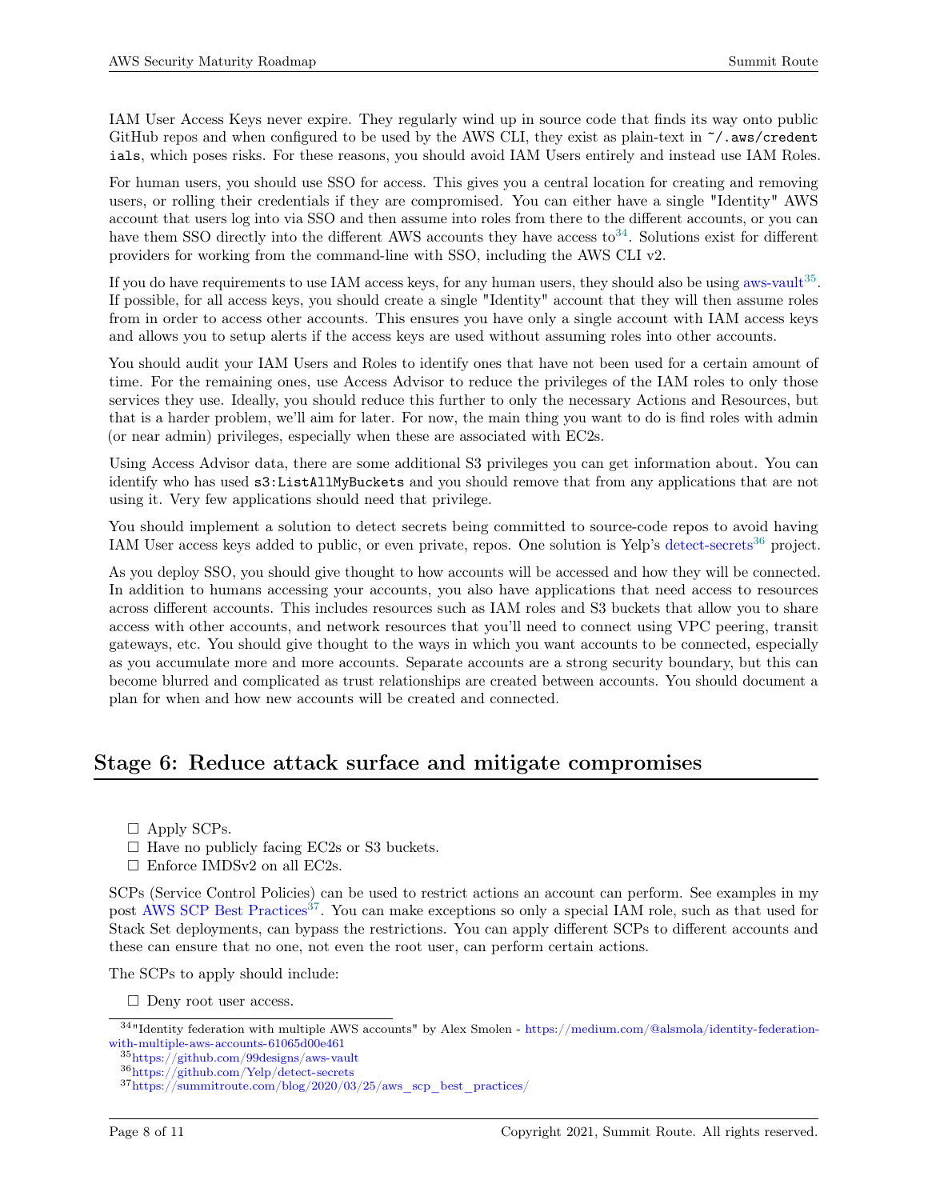IAM User Access Keys never expire. They regularly wind up in source code that finds its way onto public GitHub repos and when configured to be used by the AWS CLI, they exist as plain-text in `~/.aws/credentials`, which poses risks. For these reasons, you should avoid IAM Users entirely and instead use IAM Roles.

For human users, you should use SSO for access. This gives you a central location for creating and removing users, or rolling their credentials if they are compromised. You can either have a single "Identity" AWS account that users log into via SSO and then assume into roles from there to the different accounts, or you can have them SSO directly into the different AWS accounts they have access to[34]. Solutions exist for different providers for working from the command-line with SSO, including the AWS CLI v2.

If you do have requirements to use IAM access keys, for any human users, they should also be using aws-vault[35]. If possible, for all access keys, you should create a single "Identity" account that they will then assume roles from in order to access other accounts. This ensures you have only a single account with IAM access keys and allows you to setup alerts if the access keys are used without assuming roles into other accounts.

You should audit your IAM Users and Roles to identify ones that have not been used for a certain amount of time. For the remaining ones, use Access Advisor to reduce the privileges of the IAM roles to only those services they use. Ideally, you should reduce this further to only the necessary Actions and Resources, but that is a harder problem, we'll aim for later. For now, the main thing you want to do is find roles with admin (or near admin) privileges, especially when these are associated with EC2s.

Using Access Advisor data, there are some additional S3 privileges you can get information about. You can identify who has used `s3:ListAllMyBuckets` and you should remove that from any applications that are not using it. Very few applications should need that privilege.

You should implement a solution to detect secrets being committed to source-code repos to avoid having IAM User access keys added to public, or even private, repos. One solution is Yelp's detect-secrets[36] project.

As you deploy SSO, you should give thought to how accounts will be accessed and how they will be connected. In addition to humans accessing your accounts, you also have applications that need access to resources across different accounts. This includes resources such as IAM roles and S3 buckets that allow you to share access with other accounts, and network resources that you'll need to connect using VPC peering, transit gateways, etc. You should give thought to the ways in which you want accounts to be connected, especially as you accumulate more and more accounts. Separate accounts are a strong security boundary, but this can become blurred and complicated as trust relationships are created between accounts. You should document a plan for when and how new accounts will be created and connected.

## Stage 6: Reduce attack surface and mitigate compromises

- ☐ Apply SCPs.
- ☐ Have no publicly facing EC2s or S3 buckets.
- ☐ Enforce IMDSv2 on all EC2s.

SCPs (Service Control Policies) can be used to restrict actions an account can perform. See examples in my post AWS SCP Best Practices[37]. You can make exceptions so only a special IAM role, such as that used for Stack Set deployments, can bypass the restrictions. You can apply different SCPs to different accounts and these can ensure that no one, not even the root user, can perform certain actions.

The SCPs to apply should include:

- ☐ Deny root user access.

---

[34] "Identity federation with multiple AWS accounts" by Alex Smolen - https://medium.com/@alsmola/identity-federation-with-multiple-aws-accounts-61065d00e461

[35] https://github.com/99designs/aws-vault

[36] https://github.com/Yelp/detect-secrets

[37] https://summitroute.com/blog/2020/03/25/aws_scp_best_practices/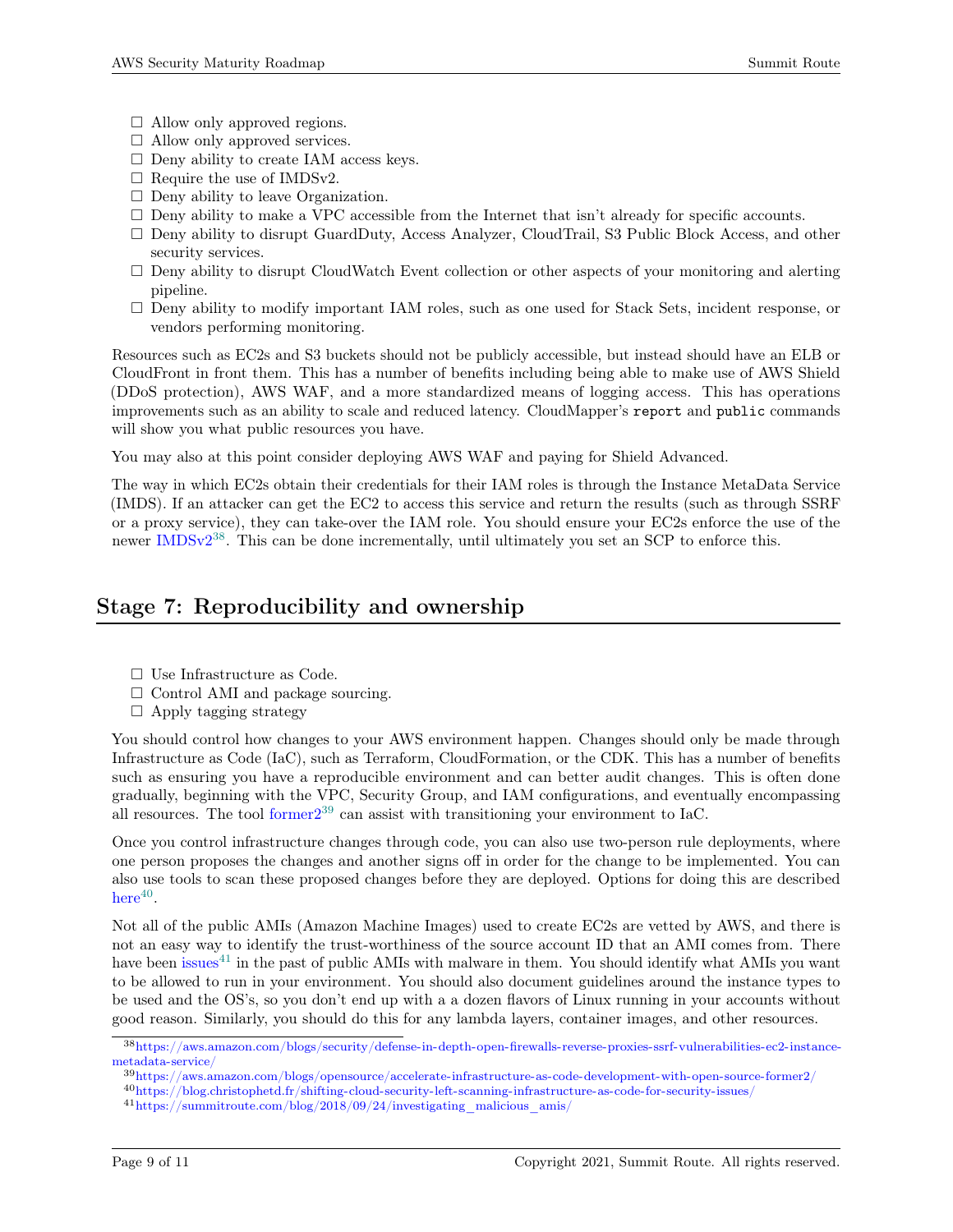- ☐ Allow only approved regions.
- ☐ Allow only approved services.
- ☐ Deny ability to create IAM access keys.
- ☐ Require the use of IMDSv2.
- ☐ Deny ability to leave Organization.
- ☐ Deny ability to make a VPC accessible from the Internet that isn't already for specific accounts.
- ☐ Deny ability to disrupt GuardDuty, Access Analyzer, CloudTrail, S3 Public Block Access, and other security services.
- ☐ Deny ability to disrupt CloudWatch Event collection or other aspects of your monitoring and alerting pipeline.
- ☐ Deny ability to modify important IAM roles, such as one used for Stack Sets, incident response, or vendors performing monitoring.

Resources such as EC2s and S3 buckets should not be publicly accessible, but instead should have an ELB or CloudFront in front them. This has a number of benefits including being able to make use of AWS Shield (DDoS protection), AWS WAF, and a more standardized means of logging access. This has operations improvements such as an ability to scale and reduced latency. CloudMapper's `report` and `public` commands will show you what public resources you have.

You may also at this point consider deploying AWS WAF and paying for Shield Advanced.

The way in which EC2s obtain their credentials for their IAM roles is through the Instance MetaData Service (IMDS). If an attacker can get the EC2 to access this service and return the results (such as through SSRF or a proxy service), they can take-over the IAM role. You should ensure your EC2s enforce the use of the newer IMDSv2[38]. This can be done incrementally, until ultimately you set an SCP to enforce this.

## Stage 7: Reproducibility and ownership

- ☐ Use Infrastructure as Code.
- ☐ Control AMI and package sourcing.
- ☐ Apply tagging strategy

You should control how changes to your AWS environment happen. Changes should only be made through Infrastructure as Code (IaC), such as Terraform, CloudFormation, or the CDK. This has a number of benefits such as ensuring you have a reproducible environment and can better audit changes. This is often done gradually, beginning with the VPC, Security Group, and IAM configurations, and eventually encompassing all resources. The tool former2[39] can assist with transitioning your environment to IaC.

Once you control infrastructure changes through code, you can also use two-person rule deployments, where one person proposes the changes and another signs off in order for the change to be implemented. You can also use tools to scan these proposed changes before they are deployed. Options for doing this are described here[40].

Not all of the public AMIs (Amazon Machine Images) used to create EC2s are vetted by AWS, and there is not an easy way to identify the trust-worthiness of the source account ID that an AMI comes from. There have been issues[41] in the past of public AMIs with malware in them. You should identify what AMIs you want to be allowed to run in your environment. You should also document guidelines around the instance types to be used and the OS's, so you don't end up with a a dozen flavors of Linux running in your accounts without good reason. Similarly, you should do this for any lambda layers, container images, and other resources.

[38] https://aws.amazon.com/blogs/security/defense-in-depth-open-firewalls-reverse-proxies-ssrf-vulnerabilities-ec2-instance-metadata-service/

[39] https://aws.amazon.com/blogs/opensource/accelerate-infrastructure-as-code-development-with-open-source-former2/

[40] https://blog.christophetd.fr/shifting-cloud-security-left-scanning-infrastructure-as-code-for-security-issues/

[41] https://summitroute.com/blog/2018/09/24/investigating_malicious_amis/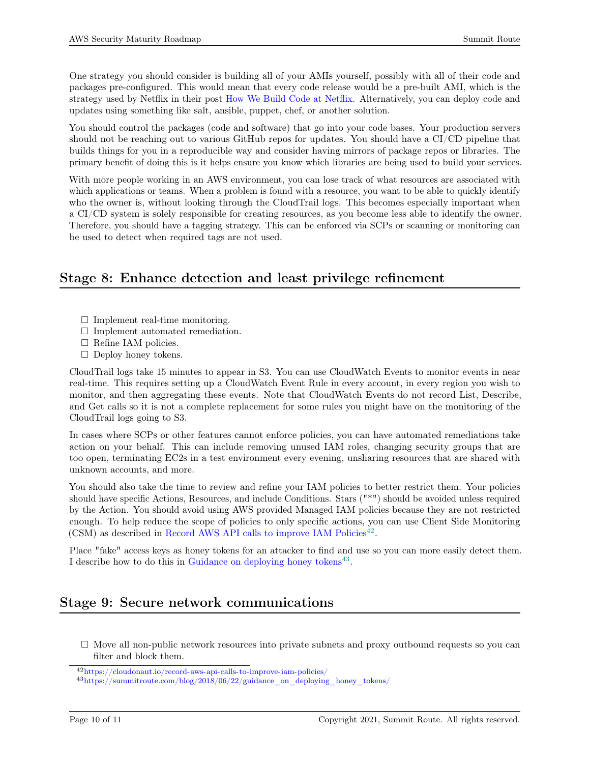One strategy you should consider is building all of your AMIs yourself, possibly with all of their code and packages pre-configured. This would mean that every code release would be a pre-built AMI, which is the strategy used by Netflix in their post How We Build Code at Netflix. Alternatively, you can deploy code and updates using something like salt, ansible, puppet, chef, or another solution.

You should control the packages (code and software) that go into your code bases. Your production servers should not be reaching out to various GitHub repos for updates. You should have a CI/CD pipeline that builds things for you in a reproducible way and consider having mirrors of package repos or libraries. The primary benefit of doing this is it helps ensure you know which libraries are being used to build your services.

With more people working in an AWS environment, you can lose track of what resources are associated with which applications or teams. When a problem is found with a resource, you want to be able to quickly identify who the owner is, without looking through the CloudTrail logs. This becomes especially important when a CI/CD system is solely responsible for creating resources, as you become less able to identify the owner. Therefore, you should have a tagging strategy. This can be enforced via SCPs or scanning or monitoring can be used to detect when required tags are not used.

## Stage 8: Enhance detection and least privilege refinement

- ☐ Implement real-time monitoring.
- ☐ Implement automated remediation.
- ☐ Refine IAM policies.
- ☐ Deploy honey tokens.

CloudTrail logs take 15 minutes to appear in S3. You can use CloudWatch Events to monitor events in near real-time. This requires setting up a CloudWatch Event Rule in every account, in every region you wish to monitor, and then aggregating these events. Note that CloudWatch Events do not record List, Describe, and Get calls so it is not a complete replacement for some rules you might have on the monitoring of the CloudTrail logs going to S3.

In cases where SCPs or other features cannot enforce policies, you can have automated remediations take action on your behalf. This can include removing unused IAM roles, changing security groups that are too open, terminating EC2s in a test environment every evening, unsharing resources that are shared with unknown accounts, and more.

You should also take the time to review and refine your IAM policies to better restrict them. Your policies should have specific Actions, Resources, and include Conditions. Stars ("*") should be avoided unless required by the Action. You should avoid using AWS provided Managed IAM policies because they are not restricted enough. To help reduce the scope of policies to only specific actions, you can use Client Side Monitoring (CSM) as described in Record AWS API calls to improve IAM Policies[42].

Place "fake" access keys as honey tokens for an attacker to find and use so you can more easily detect them. I describe how to do this in Guidance on deploying honey tokens[43].

## Stage 9: Secure network communications

- ☐ Move all non-public network resources into private subnets and proxy outbound requests so you can filter and block them.

[42] https://cloudonaut.io/record-aws-api-calls-to-improve-iam-policies/

[43] https://summitroute.com/blog/2018/06/22/guidance_on_deploying_honey_tokens/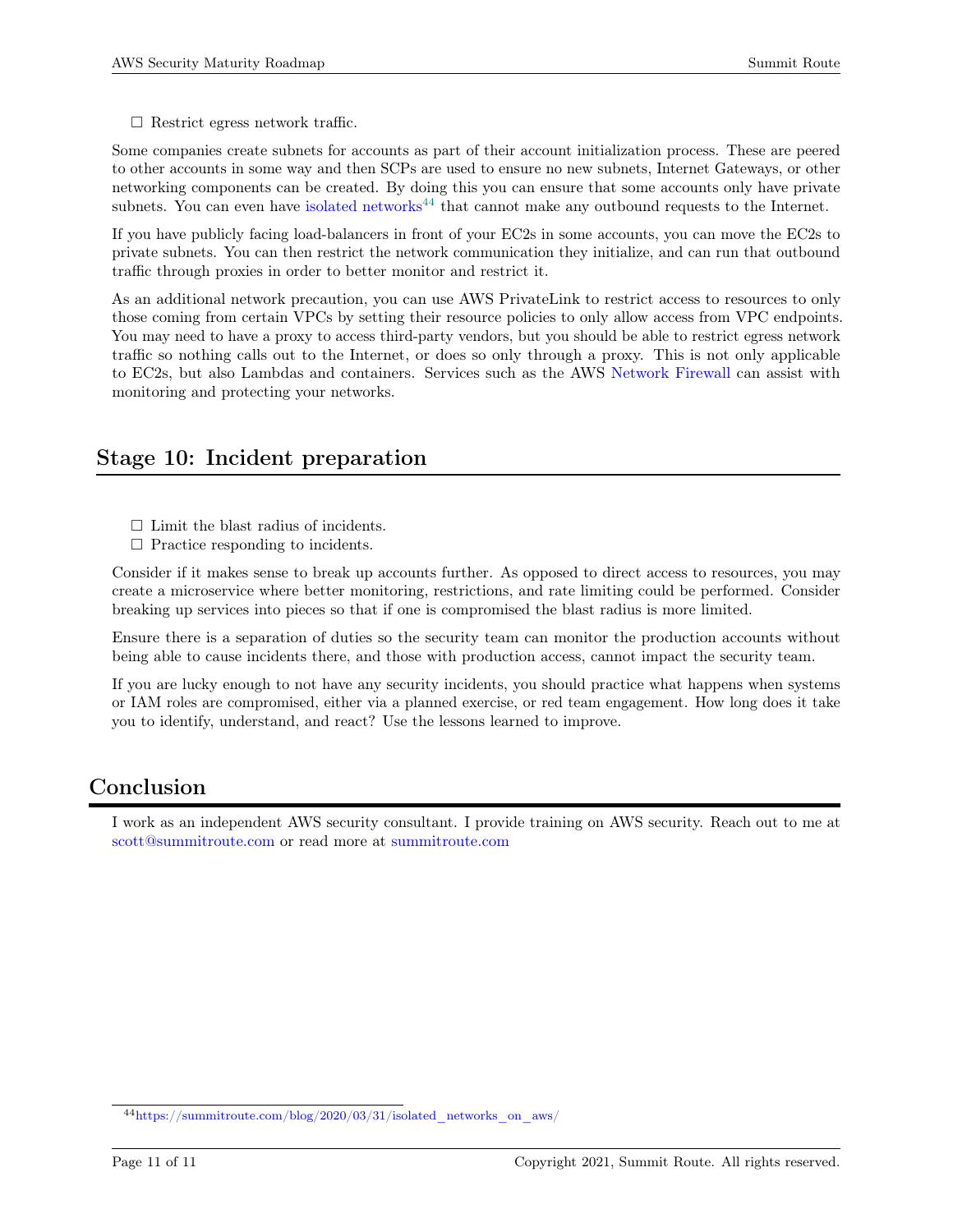- ☐ Restrict egress network traffic.

Some companies create subnets for accounts as part of their account initialization process. These are peered to other accounts in some way and then SCPs are used to ensure no new subnets, Internet Gateways, or other networking components can be created. By doing this you can ensure that some accounts only have private subnets. You can even have isolated networks[44] that cannot make any outbound requests to the Internet.

If you have publicly facing load-balancers in front of your EC2s in some accounts, you can move the EC2s to private subnets. You can then restrict the network communication they initialize, and can run that outbound traffic through proxies in order to better monitor and restrict it.

As an additional network precaution, you can use AWS PrivateLink to restrict access to resources to only those coming from certain VPCs by setting their resource policies to only allow access from VPC endpoints. You may need to have a proxy to access third-party vendors, but you should be able to restrict egress network traffic so nothing calls out to the Internet, or does so only through a proxy. This is not only applicable to EC2s, but also Lambdas and containers. Services such as the AWS Network Firewall can assist with monitoring and protecting your networks.

## Stage 10: Incident preparation

- ☐ Limit the blast radius of incidents.
- ☐ Practice responding to incidents.

Consider if it makes sense to break up accounts further. As opposed to direct access to resources, you may create a microservice where better monitoring, restrictions, and rate limiting could be performed. Consider breaking up services into pieces so that if one is compromised the blast radius is more limited.

Ensure there is a separation of duties so the security team can monitor the production accounts without being able to cause incidents there, and those with production access, cannot impact the security team.

If you are lucky enough to not have any security incidents, you should practice what happens when systems or IAM roles are compromised, either via a planned exercise, or red team engagement. How long does it take you to identify, understand, and react? Use the lessons learned to improve.

# Conclusion

I work as an independent AWS security consultant. I provide training on AWS security. Reach out to me at scott@summitroute.com or read more at summitroute.com

[44] https://summitroute.com/blog/2020/03/31/isolated_networks_on_aws/